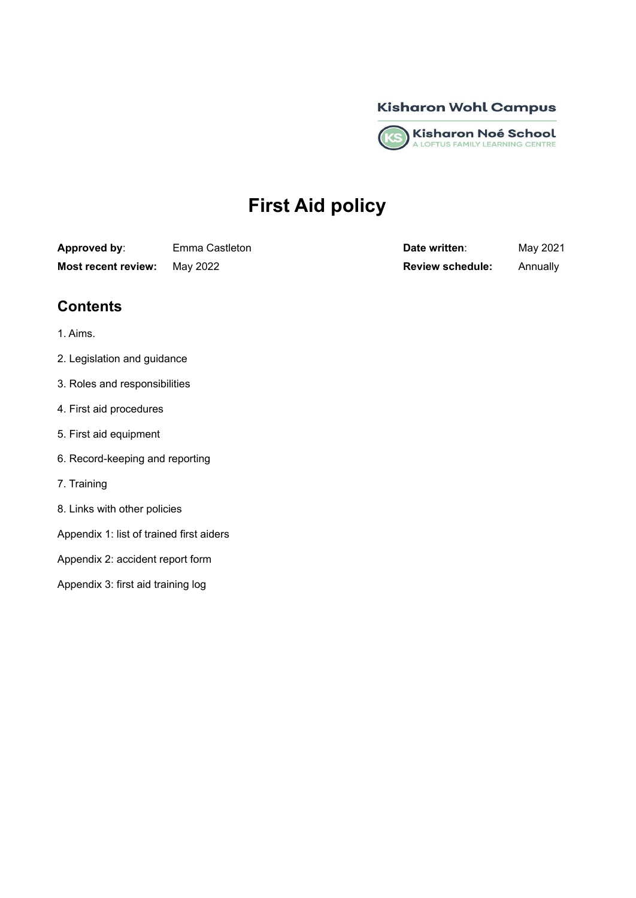Kisharon Wohl Campus

Kisharon Noé School
A LOFTUS FAMILY LEARNING CENTRE

# First Aid policy

| | | | |
|---|---|---|---|
| **Approved by**: | Emma Castleton | **Date written**: | May 2021 |
| **Most recent review:** | May 2022 | **Review schedule:** | Annually |

## Contents

1. Aims.

2. Legislation and guidance

3. Roles and responsibilities

4. First aid procedures

5. First aid equipment

6. Record-keeping and reporting

7. Training

8. Links with other policies

Appendix 1: list of trained first aiders

Appendix 2: accident report form

Appendix 3: first aid training log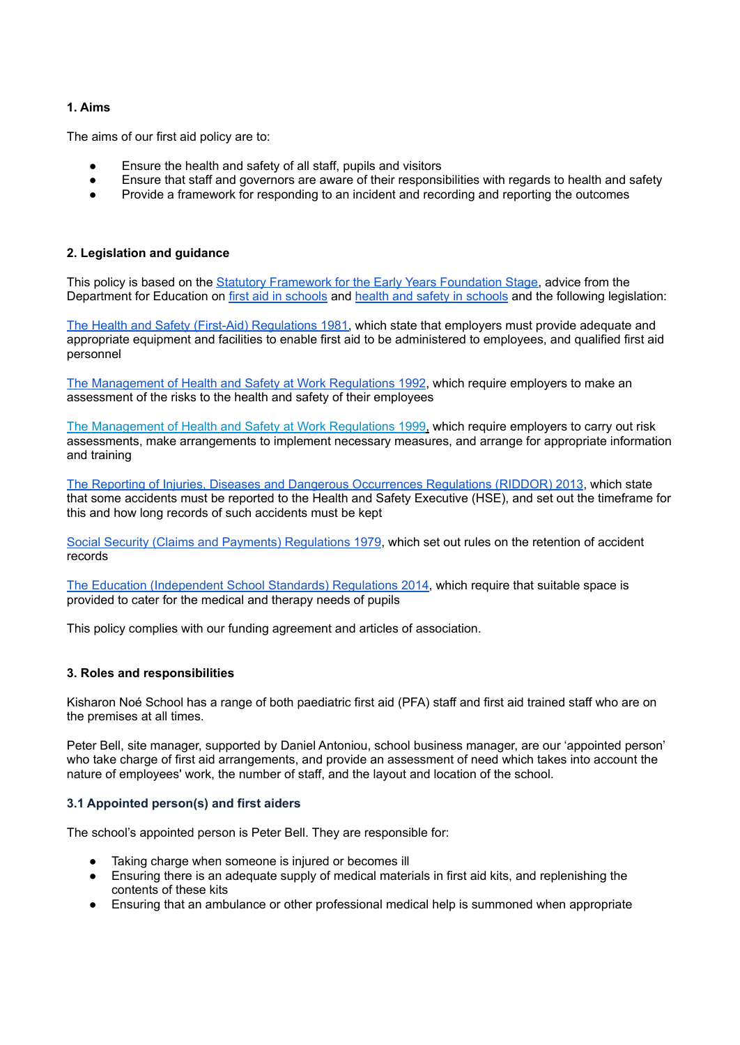## 1. Aims

The aims of our first aid policy are to:

- Ensure the health and safety of all staff, pupils and visitors
- Ensure that staff and governors are aware of their responsibilities with regards to health and safety
- Provide a framework for responding to an incident and recording and reporting the outcomes

## 2. Legislation and guidance

This policy is based on the Statutory Framework for the Early Years Foundation Stage, advice from the Department for Education on first aid in schools and health and safety in schools and the following legislation:

The Health and Safety (First-Aid) Regulations 1981, which state that employers must provide adequate and appropriate equipment and facilities to enable first aid to be administered to employees, and qualified first aid personnel

The Management of Health and Safety at Work Regulations 1992, which require employers to make an assessment of the risks to the health and safety of their employees

The Management of Health and Safety at Work Regulations 1999, which require employers to carry out risk assessments, make arrangements to implement necessary measures, and arrange for appropriate information and training

The Reporting of Injuries, Diseases and Dangerous Occurrences Regulations (RIDDOR) 2013, which state that some accidents must be reported to the Health and Safety Executive (HSE), and set out the timeframe for this and how long records of such accidents must be kept

Social Security (Claims and Payments) Regulations 1979, which set out rules on the retention of accident records

The Education (Independent School Standards) Regulations 2014, which require that suitable space is provided to cater for the medical and therapy needs of pupils

This policy complies with our funding agreement and articles of association.

## 3. Roles and responsibilities

Kisharon Noé School has a range of both paediatric first aid (PFA) staff and first aid trained staff who are on the premises at all times.

Peter Bell, site manager, supported by Daniel Antoniou, school business manager, are our 'appointed person' who take charge of first aid arrangements, and provide an assessment of need which takes into account the nature of employees' work, the number of staff, and the layout and location of the school.

### 3.1 Appointed person(s) and first aiders

The school's appointed person is Peter Bell. They are responsible for:

- Taking charge when someone is injured or becomes ill
- Ensuring there is an adequate supply of medical materials in first aid kits, and replenishing the contents of these kits
- Ensuring that an ambulance or other professional medical help is summoned when appropriate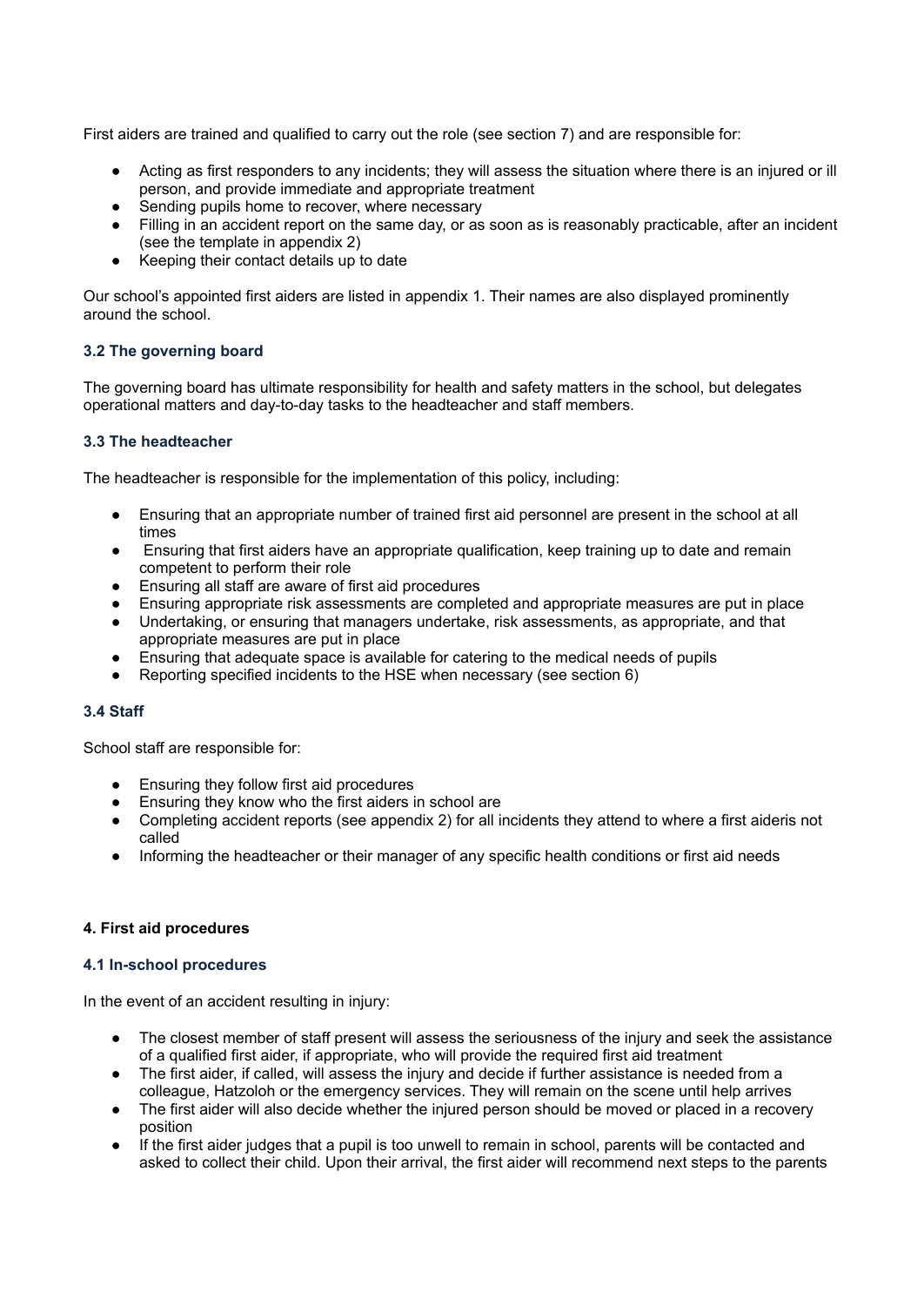First aiders are trained and qualified to carry out the role (see section 7) and are responsible for:

- Acting as first responders to any incidents; they will assess the situation where there is an injured or ill person, and provide immediate and appropriate treatment
- Sending pupils home to recover, where necessary
- Filling in an accident report on the same day, or as soon as is reasonably practicable, after an incident (see the template in appendix 2)
- Keeping their contact details up to date

Our school's appointed first aiders are listed in appendix 1. Their names are also displayed prominently around the school.

### 3.2 The governing board

The governing board has ultimate responsibility for health and safety matters in the school, but delegates operational matters and day-to-day tasks to the headteacher and staff members.

### 3.3 The headteacher

The headteacher is responsible for the implementation of this policy, including:

- Ensuring that an appropriate number of trained first aid personnel are present in the school at all times
- Ensuring that first aiders have an appropriate qualification, keep training up to date and remain competent to perform their role
- Ensuring all staff are aware of first aid procedures
- Ensuring appropriate risk assessments are completed and appropriate measures are put in place
- Undertaking, or ensuring that managers undertake, risk assessments, as appropriate, and that appropriate measures are put in place
- Ensuring that adequate space is available for catering to the medical needs of pupils
- Reporting specified incidents to the HSE when necessary (see section 6)

### 3.4 Staff

School staff are responsible for:

- Ensuring they follow first aid procedures
- Ensuring they know who the first aiders in school are
- Completing accident reports (see appendix 2) for all incidents they attend to where a first aideris not called
- Informing the headteacher or their manager of any specific health conditions or first aid needs

## 4. First aid procedures

### 4.1 In-school procedures

In the event of an accident resulting in injury:

- The closest member of staff present will assess the seriousness of the injury and seek the assistance of a qualified first aider, if appropriate, who will provide the required first aid treatment
- The first aider, if called, will assess the injury and decide if further assistance is needed from a colleague, Hatzoloh or the emergency services. They will remain on the scene until help arrives
- The first aider will also decide whether the injured person should be moved or placed in a recovery position
- If the first aider judges that a pupil is too unwell to remain in school, parents will be contacted and asked to collect their child. Upon their arrival, the first aider will recommend next steps to the parents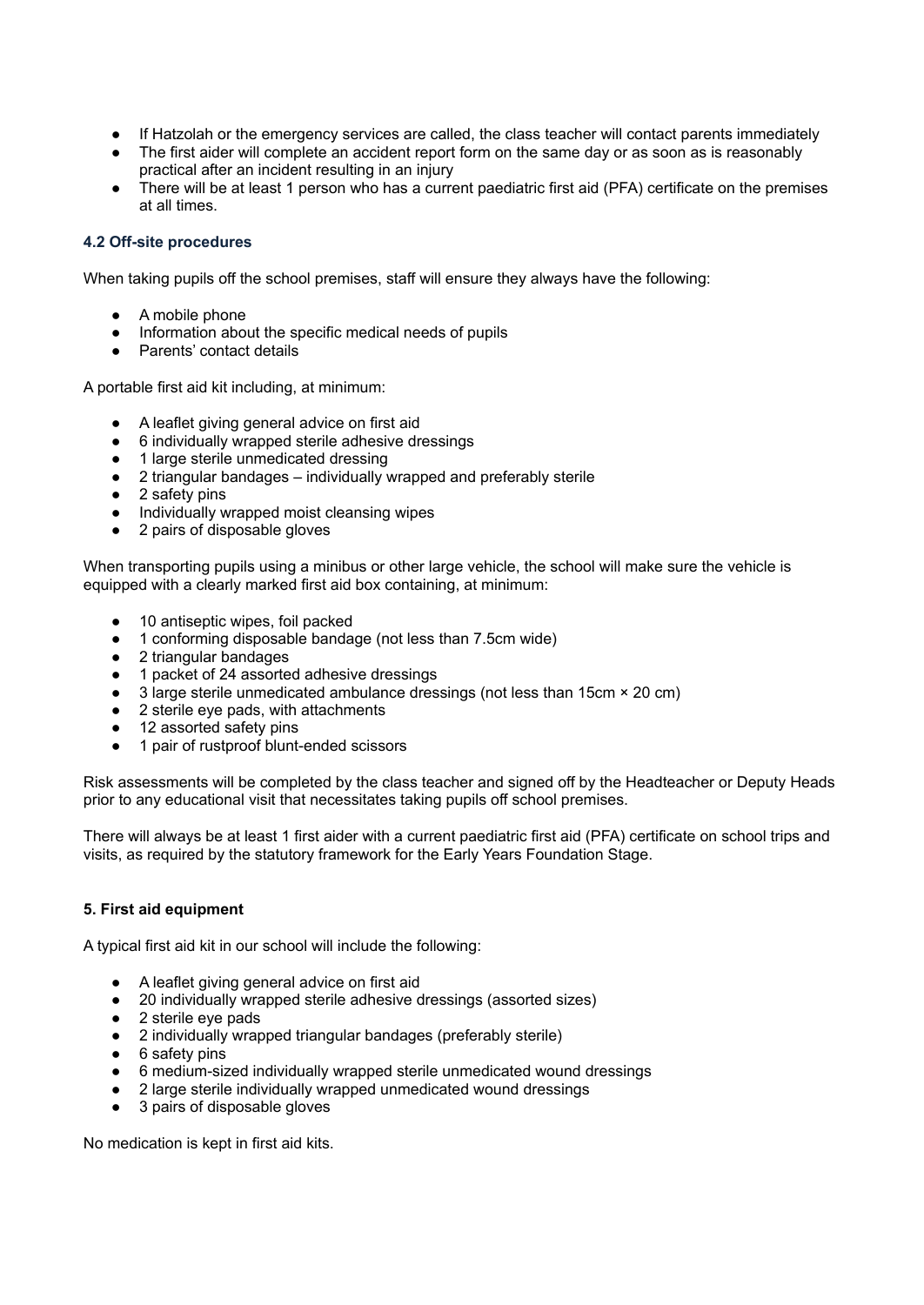- If Hatzolah or the emergency services are called, the class teacher will contact parents immediately
- The first aider will complete an accident report form on the same day or as soon as is reasonably practical after an incident resulting in an injury
- There will be at least 1 person who has a current paediatric first aid (PFA) certificate on the premises at all times.

### 4.2 Off-site procedures

When taking pupils off the school premises, staff will ensure they always have the following:

- A mobile phone
- Information about the specific medical needs of pupils
- Parents' contact details

A portable first aid kit including, at minimum:

- A leaflet giving general advice on first aid
- 6 individually wrapped sterile adhesive dressings
- 1 large sterile unmedicated dressing
- 2 triangular bandages – individually wrapped and preferably sterile
- 2 safety pins
- Individually wrapped moist cleansing wipes
- 2 pairs of disposable gloves

When transporting pupils using a minibus or other large vehicle, the school will make sure the vehicle is equipped with a clearly marked first aid box containing, at minimum:

- 10 antiseptic wipes, foil packed
- 1 conforming disposable bandage (not less than 7.5cm wide)
- 2 triangular bandages
- 1 packet of 24 assorted adhesive dressings
- 3 large sterile unmedicated ambulance dressings (not less than 15cm × 20 cm)
- 2 sterile eye pads, with attachments
- 12 assorted safety pins
- 1 pair of rustproof blunt-ended scissors

Risk assessments will be completed by the class teacher and signed off by the Headteacher or Deputy Heads prior to any educational visit that necessitates taking pupils off school premises.

There will always be at least 1 first aider with a current paediatric first aid (PFA) certificate on school trips and visits, as required by the statutory framework for the Early Years Foundation Stage.

## 5. First aid equipment

A typical first aid kit in our school will include the following:

- A leaflet giving general advice on first aid
- 20 individually wrapped sterile adhesive dressings (assorted sizes)
- 2 sterile eye pads
- 2 individually wrapped triangular bandages (preferably sterile)
- 6 safety pins
- 6 medium-sized individually wrapped sterile unmedicated wound dressings
- 2 large sterile individually wrapped unmedicated wound dressings
- 3 pairs of disposable gloves

No medication is kept in first aid kits.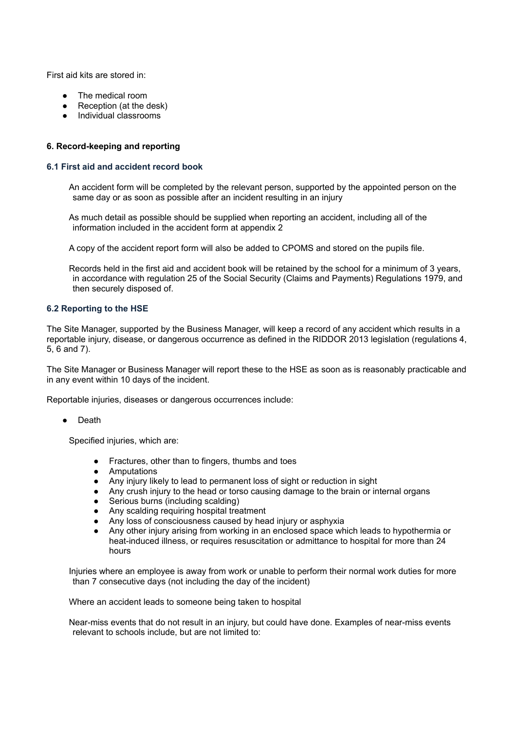First aid kits are stored in:

- The medical room
- Reception (at the desk)
- Individual classrooms

### 6. Record-keeping and reporting

#### 6.1 First aid and accident record book

An accident form will be completed by the relevant person, supported by the appointed person on the same day or as soon as possible after an incident resulting in an injury

As much detail as possible should be supplied when reporting an accident, including all of the information included in the accident form at appendix 2

A copy of the accident report form will also be added to CPOMS and stored on the pupils file.

Records held in the first aid and accident book will be retained by the school for a minimum of 3 years, in accordance with regulation 25 of the Social Security (Claims and Payments) Regulations 1979, and then securely disposed of.

#### 6.2 Reporting to the HSE

The Site Manager, supported by the Business Manager, will keep a record of any accident which results in a reportable injury, disease, or dangerous occurrence as defined in the RIDDOR 2013 legislation (regulations 4, 5, 6 and 7).

The Site Manager or Business Manager will report these to the HSE as soon as is reasonably practicable and in any event within 10 days of the incident.

Reportable injuries, diseases or dangerous occurrences include:

- Death

Specified injuries, which are:

- Fractures, other than to fingers, thumbs and toes
- Amputations
- Any injury likely to lead to permanent loss of sight or reduction in sight
- Any crush injury to the head or torso causing damage to the brain or internal organs
- Serious burns (including scalding)
- Any scalding requiring hospital treatment
- Any loss of consciousness caused by head injury or asphyxia
- Any other injury arising from working in an enclosed space which leads to hypothermia or heat-induced illness, or requires resuscitation or admittance to hospital for more than 24 hours

Injuries where an employee is away from work or unable to perform their normal work duties for more than 7 consecutive days (not including the day of the incident)

Where an accident leads to someone being taken to hospital

Near-miss events that do not result in an injury, but could have done. Examples of near-miss events relevant to schools include, but are not limited to: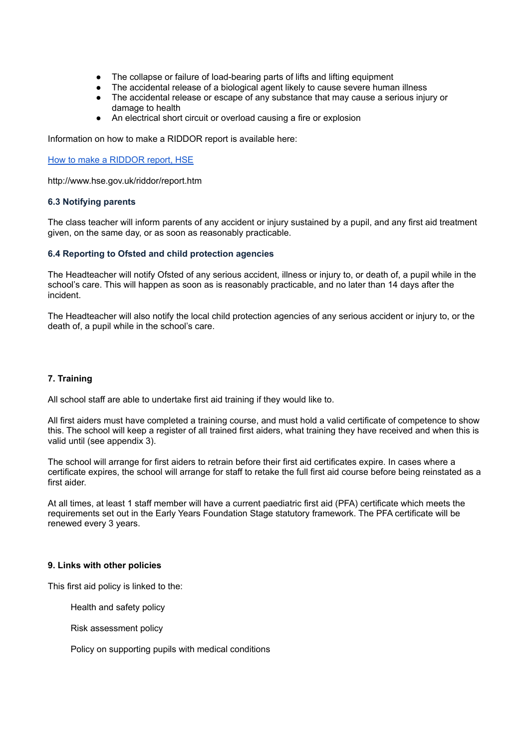- The collapse or failure of load-bearing parts of lifts and lifting equipment
- The accidental release of a biological agent likely to cause severe human illness
- The accidental release or escape of any substance that may cause a serious injury or damage to health
- An electrical short circuit or overload causing a fire or explosion

Information on how to make a RIDDOR report is available here:

[How to make a RIDDOR report, HSE](http://www.hse.gov.uk/riddor/report.htm)

http://www.hse.gov.uk/riddor/report.htm

#### 6.3 Notifying parents

The class teacher will inform parents of any accident or injury sustained by a pupil, and any first aid treatment given, on the same day, or as soon as reasonably practicable.

#### 6.4 Reporting to Ofsted and child protection agencies

The Headteacher will notify Ofsted of any serious accident, illness or injury to, or death of, a pupil while in the school's care. This will happen as soon as is reasonably practicable, and no later than 14 days after the incident.

The Headteacher will also notify the local child protection agencies of any serious accident or injury to, or the death of, a pupil while in the school's care.

### 7. Training

All school staff are able to undertake first aid training if they would like to.

All first aiders must have completed a training course, and must hold a valid certificate of competence to show this. The school will keep a register of all trained first aiders, what training they have received and when this is valid until (see appendix 3).

The school will arrange for first aiders to retrain before their first aid certificates expire. In cases where a certificate expires, the school will arrange for staff to retake the full first aid course before being reinstated as a first aider.

At all times, at least 1 staff member will have a current paediatric first aid (PFA) certificate which meets the requirements set out in the Early Years Foundation Stage statutory framework. The PFA certificate will be renewed every 3 years.

### 9. Links with other policies

This first aid policy is linked to the:

Health and safety policy

Risk assessment policy

Policy on supporting pupils with medical conditions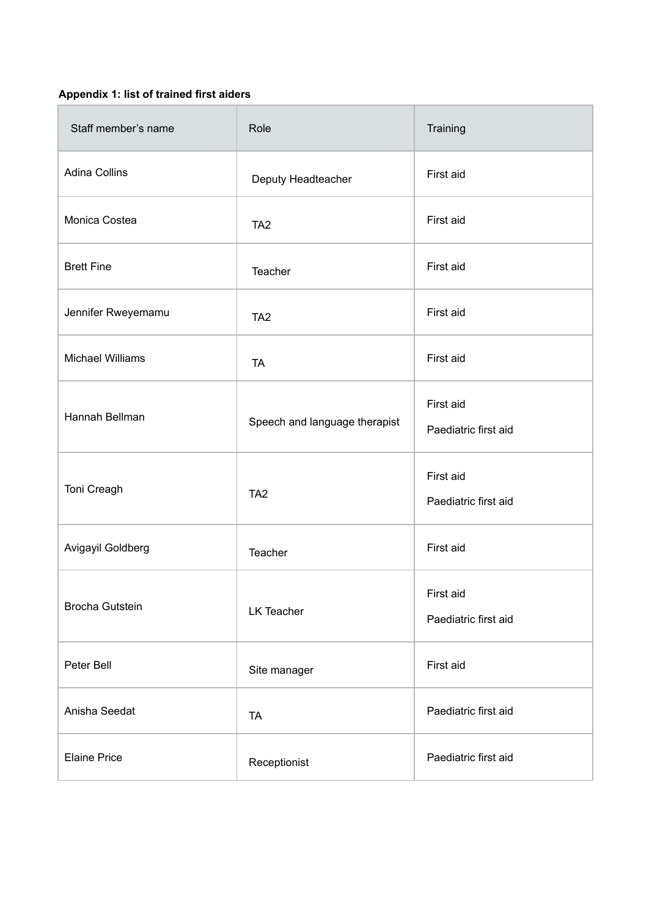**Appendix 1: list of trained first aiders**

| Staff member's name | Role | Training |
| --- | --- | --- |
| Adina Collins | Deputy Headteacher | First aid |
| Monica Costea | TA2 | First aid |
| Brett Fine | Teacher | First aid |
| Jennifer Rweyemamu | TA2 | First aid |
| Michael Williams | TA | First aid |
| Hannah Bellman | Speech and language therapist | First aid<br>Paediatric first aid |
| Toni Creagh | TA2 | First aid<br>Paediatric first aid |
| Avigayil Goldberg | Teacher | First aid |
| Brocha Gutstein | LK Teacher | First aid<br>Paediatric first aid |
| Peter Bell | Site manager | First aid |
| Anisha Seedat | TA | Paediatric first aid |
| Elaine Price | Receptionist | Paediatric first aid |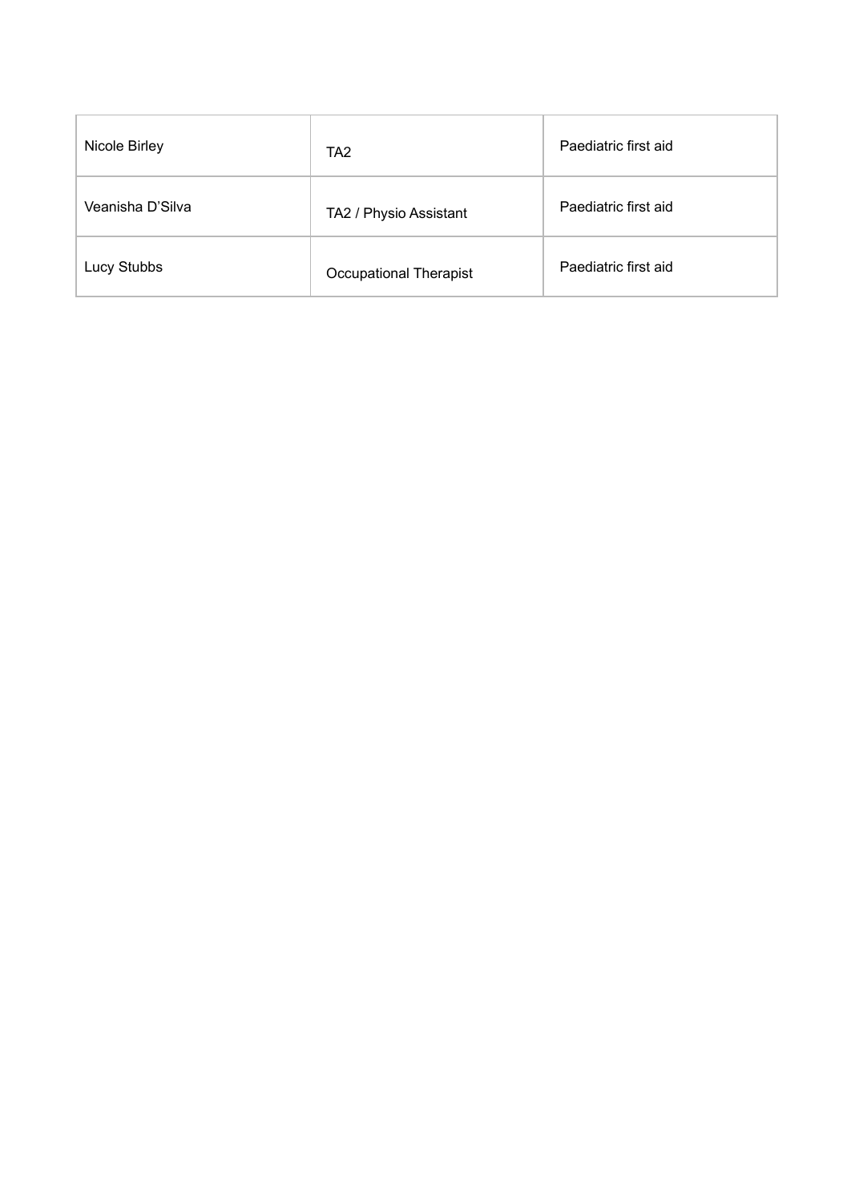| Nicole Birley | TA2 | Paediatric first aid |
| --- | --- | --- |
| Veanisha D’Silva | TA2 / Physio Assistant | Paediatric first aid |
| Lucy Stubbs | Occupational Therapist | Paediatric first aid |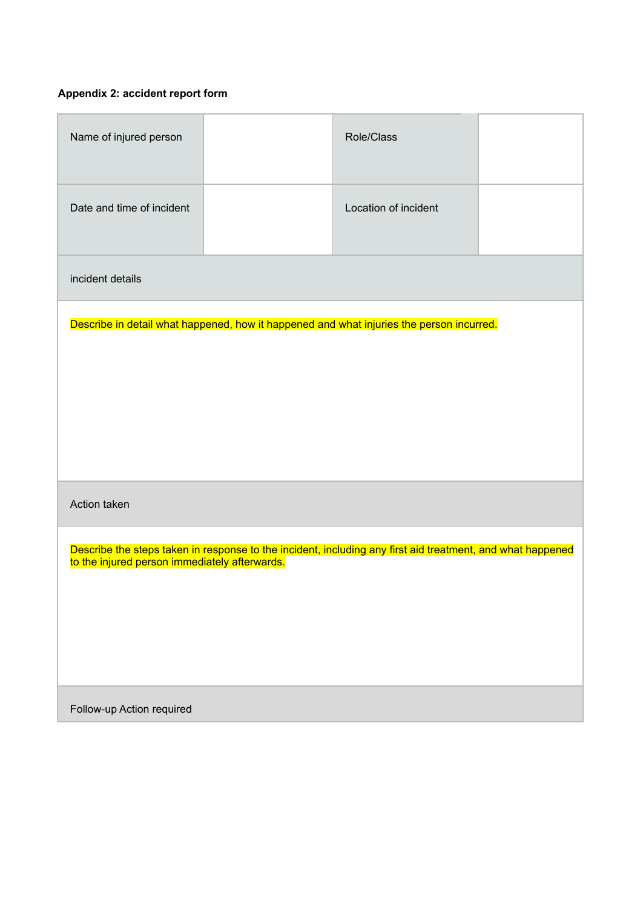**Appendix 2: accident report form**

| Name of injured person | | Role/Class | |
|---|---|---|---|
| Date and time of incident | | Location of incident | |
| incident details | | | |
| Describe in detail what happened, how it happened and what injuries the person incurred. | | | |
| Action taken | | | |
| Describe the steps taken in response to the incident, including any first aid treatment, and what happened to the injured person immediately afterwards. | | | |
| Follow-up Action required | | | |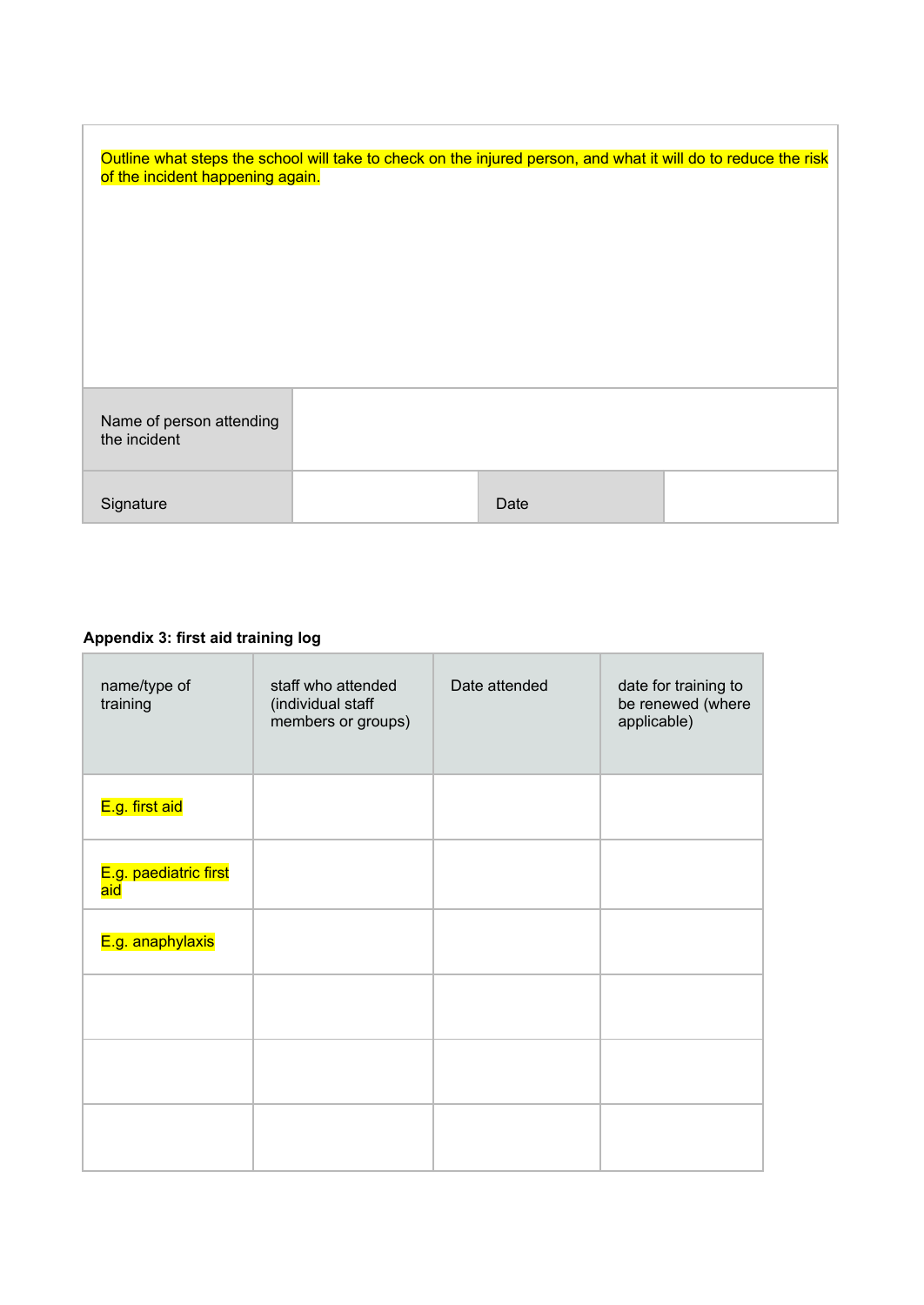| |
|---|
| Outline what steps the school will take to check on the injured person, and what it will do to reduce the risk of the incident happening again. |

| | | | |
|---|---|---|---|
| Name of person attending the incident | | | |
| Signature | | Date | |

**Appendix 3: first aid training log**

| name/type of training | staff who attended (individual staff members or groups) | Date attended | date for training to be renewed (where applicable) |
|---|---|---|---|
| E.g. first aid | | | |
| E.g. paediatric first aid | | | |
| E.g. anaphylaxis | | | |
| | | | |
| | | | |
| | | | |